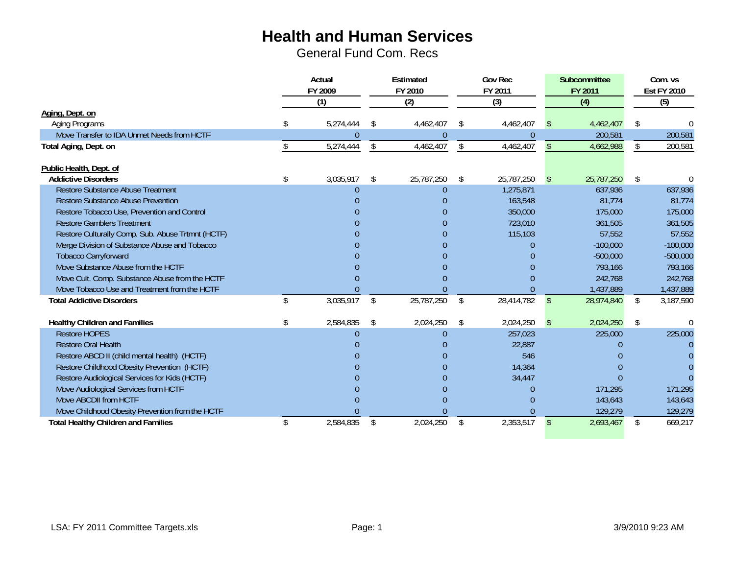# Health and Human Services

## General Fund Com. Recs

| | Actual FY 2009 (1) | Estimated FY 2010 (2) | Gov Rec FY 2011 (3) | Subcommittee FY 2011 (4) | Com. vs Est FY 2010 (5) |
|---|---|---|---|---|---|
| **Aging, Dept. on** | | | | | |
| Aging Programs | $ 5,274,444 | $ 4,462,407 | $ 4,462,407 | $ 4,462,407 | $ 0 |
| Move Transfer to IDA Unmet Needs from HCTF | 0 | 0 | 0 | 200,581 | 200,581 |
| **Total Aging, Dept. on** | $ 5,274,444 | $ 4,462,407 | $ 4,462,407 | $ 4,662,988 | $ 200,581 |
| | | | | | |
| **Public Health, Dept. of** | | | | | |
| **Addictive Disorders** | $ 3,035,917 | $ 25,787,250 | $ 25,787,250 | $ 25,787,250 | $ 0 |
| Restore Substance Abuse Treatment | 0 | 0 | 1,275,871 | 637,936 | 637,936 |
| Restore Substance Abuse Prevention | 0 | 0 | 163,548 | 81,774 | 81,774 |
| Restore Tobacco Use, Prevention and Control | 0 | 0 | 350,000 | 175,000 | 175,000 |
| Restore Gamblers Treatment | 0 | 0 | 723,010 | 361,505 | 361,505 |
| Restore Culturally Comp. Sub. Abuse Trtmnt (HCTF) | 0 | 0 | 115,103 | 57,552 | 57,552 |
| Merge Division of Substance Abuse and Tobacco | 0 | 0 | 0 | -100,000 | -100,000 |
| Tobacco Carryforward | 0 | 0 | 0 | -500,000 | -500,000 |
| Move Substance Abuse from the HCTF | 0 | 0 | 0 | 793,166 | 793,166 |
| Move Cult. Comp. Substance Abuse from the HCTF | 0 | 0 | 0 | 242,768 | 242,768 |
| Move Tobacco Use and Treatment from the HCTF | 0 | 0 | 0 | 1,437,889 | 1,437,889 |
| **Total Addictive Disorders** | $ 3,035,917 | $ 25,787,250 | $ 28,414,782 | $ 28,974,840 | $ 3,187,590 |
| | | | | | |
| **Healthy Children and Families** | $ 2,584,835 | $ 2,024,250 | $ 2,024,250 | $ 2,024,250 | $ 0 |
| Restore HOPES | 0 | 0 | 257,023 | 225,000 | 225,000 |
| Restore Oral Health | 0 | 0 | 22,887 | 0 | 0 |
| Restore ABCD II (child mental health) (HCTF) | 0 | 0 | 546 | 0 | 0 |
| Restore Childhood Obesity Prevention (HCTF) | 0 | 0 | 14,364 | 0 | 0 |
| Restore Audiological Services for Kids (HCTF) | 0 | 0 | 34,447 | 0 | 0 |
| Move Audiological Services from HCTF | 0 | 0 | 0 | 171,295 | 171,295 |
| Move ABCDII from HCTF | 0 | 0 | 0 | 143,643 | 143,643 |
| Move Childhood Obesity Prevention from the HCTF | 0 | 0 | 0 | 129,279 | 129,279 |
| **Total Healthy Children and Families** | $ 2,584,835 | $ 2,024,250 | $ 2,353,517 | $ 2,693,467 | $ 669,217 |

LSA: FY 2011 Committee Targets.xls 3/9/2010 9:23 AM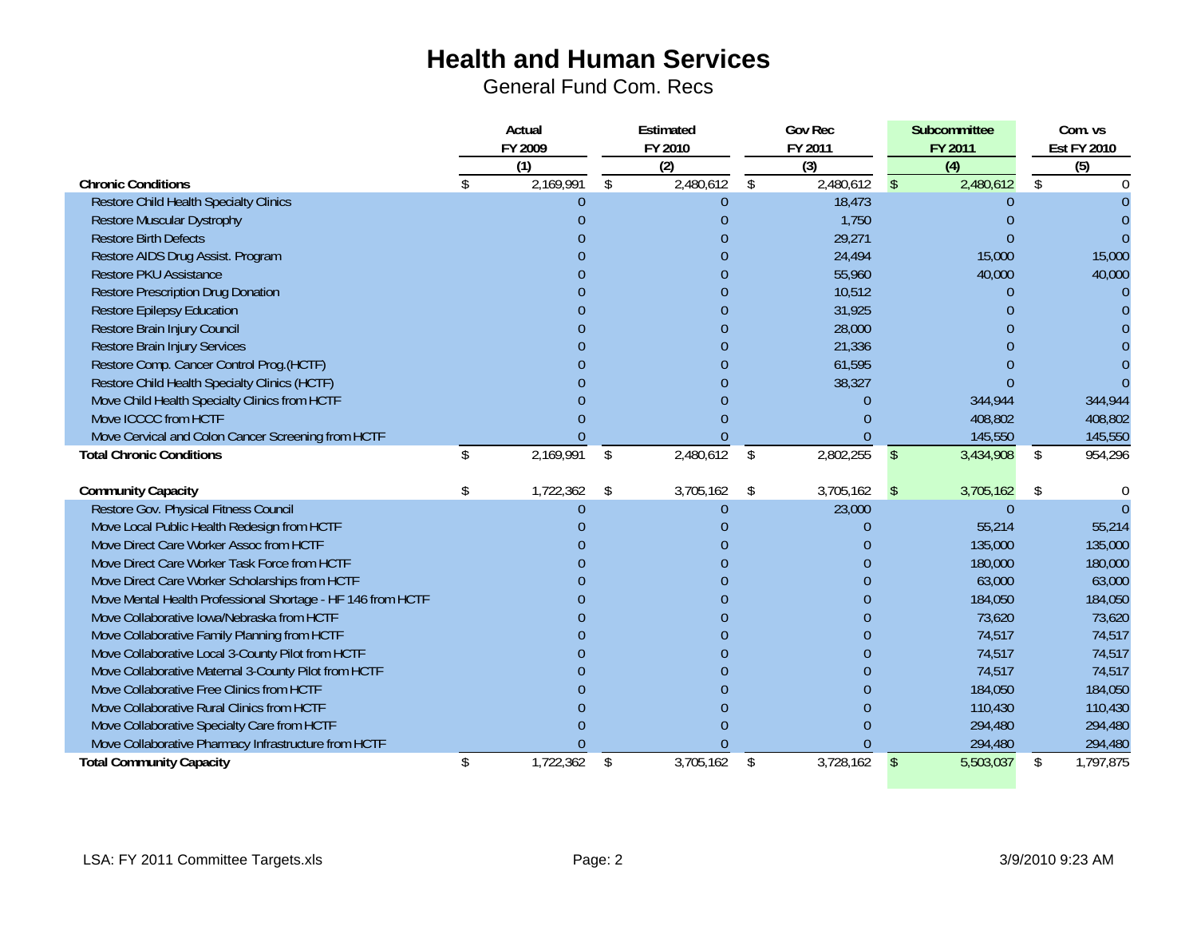# Health and Human Services

General Fund Com. Recs

| | Actual FY 2009 (1) | Estimated FY 2010 (2) | Gov Rec FY 2011 (3) | Subcommittee FY 2011 (4) | Com. vs Est FY 2010 (5) |
|---|---|---|---|---|---|
| **Chronic Conditions** | $ 2,169,991 | $ 2,480,612 | $ 2,480,612 | $ 2,480,612 | $ 0 |
| Restore Child Health Specialty Clinics | 0 | 0 | 18,473 | 0 | 0 |
| Restore Muscular Dystrophy | 0 | 0 | 1,750 | 0 | 0 |
| Restore Birth Defects | 0 | 0 | 29,271 | 0 | 0 |
| Restore AIDS Drug Assist. Program | 0 | 0 | 24,494 | 15,000 | 15,000 |
| Restore PKU Assistance | 0 | 0 | 55,960 | 40,000 | 40,000 |
| Restore Prescription Drug Donation | 0 | 0 | 10,512 | 0 | 0 |
| Restore Epilepsy Education | 0 | 0 | 31,925 | 0 | 0 |
| Restore Brain Injury Council | 0 | 0 | 28,000 | 0 | 0 |
| Restore Brain Injury Services | 0 | 0 | 21,336 | 0 | 0 |
| Restore Comp. Cancer Control Prog.(HCTF) | 0 | 0 | 61,595 | 0 | 0 |
| Restore Child Health Specialty Clinics (HCTF) | 0 | 0 | 38,327 | 0 | 0 |
| Move Child Health Specialty Clinics from HCTF | 0 | 0 | 0 | 344,944 | 344,944 |
| Move ICCCC from HCTF | 0 | 0 | 0 | 408,802 | 408,802 |
| Move Cervical and Colon Cancer Screening from HCTF | 0 | 0 | 0 | 145,550 | 145,550 |
| **Total Chronic Conditions** | $ 2,169,991 | $ 2,480,612 | $ 2,802,255 | $ 3,434,908 | $ 954,296 |
| | | | | | |
| **Community Capacity** | $ 1,722,362 | $ 3,705,162 | $ 3,705,162 | $ 3,705,162 | $ 0 |
| Restore Gov. Physical Fitness Council | 0 | 0 | 23,000 | 0 | 0 |
| Move Local Public Health Redesign from HCTF | 0 | 0 | 0 | 55,214 | 55,214 |
| Move Direct Care Worker Assoc from HCTF | 0 | 0 | 0 | 135,000 | 135,000 |
| Move Direct Care Worker Task Force from HCTF | 0 | 0 | 0 | 180,000 | 180,000 |
| Move Direct Care Worker Scholarships from HCTF | 0 | 0 | 0 | 63,000 | 63,000 |
| Move Mental Health Professional Shortage - HF 146 from HCTF | 0 | 0 | 0 | 184,050 | 184,050 |
| Move Collaborative Iowa/Nebraska from HCTF | 0 | 0 | 0 | 73,620 | 73,620 |
| Move Collaborative Family Planning from HCTF | 0 | 0 | 0 | 74,517 | 74,517 |
| Move Collaborative Local 3-County Pilot from HCTF | 0 | 0 | 0 | 74,517 | 74,517 |
| Move Collaborative Maternal 3-County Pilot from HCTF | 0 | 0 | 0 | 74,517 | 74,517 |
| Move Collaborative Free Clinics from HCTF | 0 | 0 | 0 | 184,050 | 184,050 |
| Move Collaborative Rural Clinics from HCTF | 0 | 0 | 0 | 110,430 | 110,430 |
| Move Collaborative Specialty Care from HCTF | 0 | 0 | 0 | 294,480 | 294,480 |
| Move Collaborative Pharmacy Infrastructure from HCTF | 0 | 0 | 0 | 294,480 | 294,480 |
| **Total Community Capacity** | $ 1,722,362 | $ 3,705,162 | $ 3,728,162 | $ 5,503,037 | $ 1,797,875 |

LSA: FY 2011 Committee Targets.xls | 3/9/2010 9:23 AM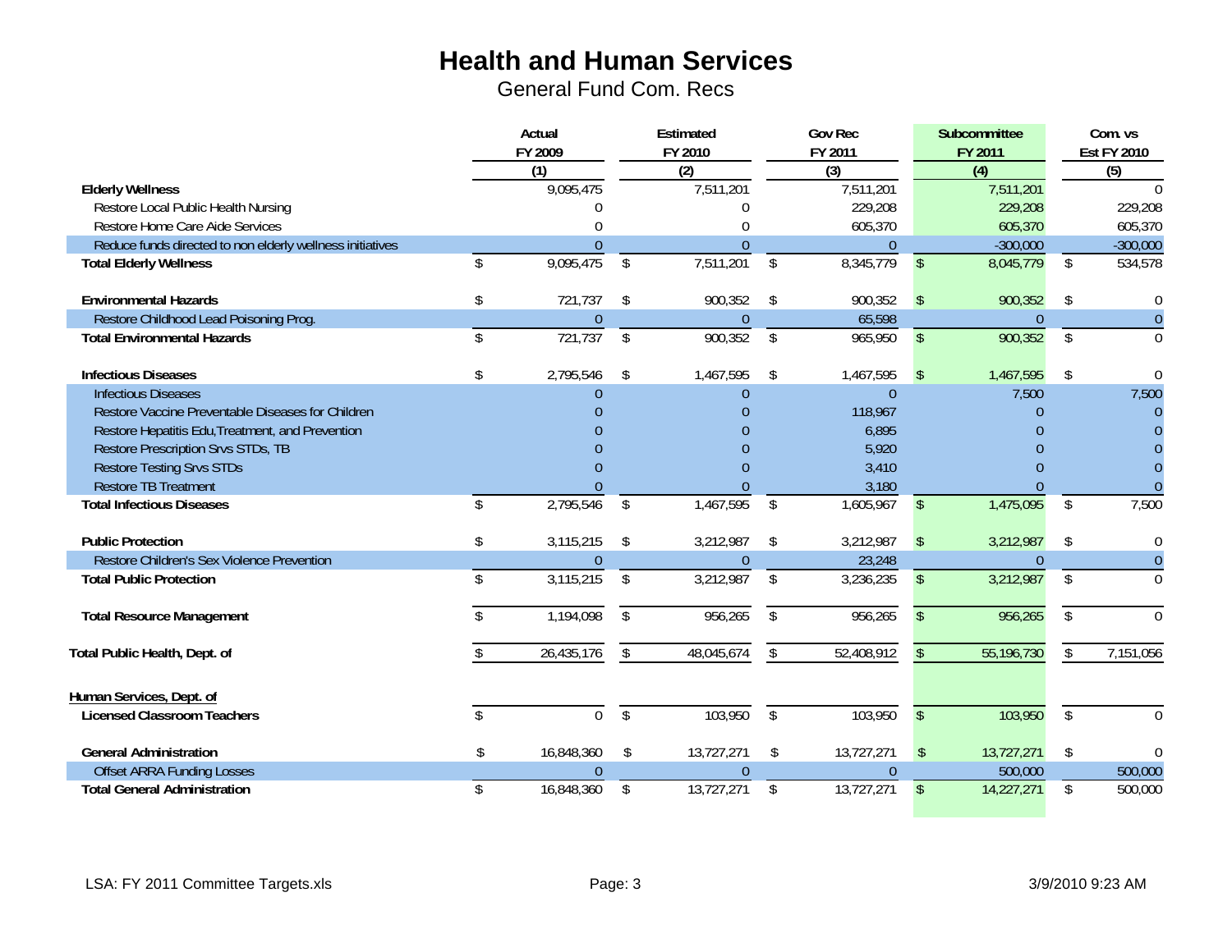# Health and Human Services

General Fund Com. Recs

| | Actual FY 2009 (1) | Estimated FY 2010 (2) | Gov Rec FY 2011 (3) | Subcommittee FY 2011 (4) | Com. vs Est FY 2010 (5) |
|---|---|---|---|---|---|
| **Elderly Wellness** | 9,095,475 | 7,511,201 | 7,511,201 | 7,511,201 | 0 |
| Restore Local Public Health Nursing | 0 | 0 | 229,208 | 229,208 | 229,208 |
| Restore Home Care Aide Services | 0 | 0 | 605,370 | 605,370 | 605,370 |
| Reduce funds directed to non elderly wellness initiatives | 0 | 0 | 0 | -300,000 | -300,000 |
| **Total Elderly Wellness** | $ 9,095,475 | $ 7,511,201 | $ 8,345,779 | $ 8,045,779 | $ 534,578 |
| **Environmental Hazards** | $ 721,737 | $ 900,352 | $ 900,352 | $ 900,352 | $ 0 |
| Restore Childhood Lead Poisoning Prog. | 0 | 0 | 65,598 | 0 | 0 |
| **Total Environmental Hazards** | $ 721,737 | $ 900,352 | $ 965,950 | $ 900,352 | $ 0 |
| **Infectious Diseases** | $ 2,795,546 | $ 1,467,595 | $ 1,467,595 | $ 1,467,595 | $ 0 |
| Infectious Diseases | 0 | 0 | 0 | 7,500 | 7,500 |
| Restore Vaccine Preventable Diseases for Children | 0 | 0 | 118,967 | 0 | 0 |
| Restore Hepatitis Edu,Treatment, and Prevention | 0 | 0 | 6,895 | 0 | 0 |
| Restore Prescription Srvs STDs, TB | 0 | 0 | 5,920 | 0 | 0 |
| Restore Testing Srvs STDs | 0 | 0 | 3,410 | 0 | 0 |
| Restore TB Treatment | 0 | 0 | 3,180 | 0 | 0 |
| **Total Infectious Diseases** | $ 2,795,546 | $ 1,467,595 | $ 1,605,967 | $ 1,475,095 | $ 7,500 |
| **Public Protection** | $ 3,115,215 | $ 3,212,987 | $ 3,212,987 | $ 3,212,987 | $ 0 |
| Restore Children's Sex Violence Prevention | 0 | 0 | 23,248 | 0 | 0 |
| **Total Public Protection** | $ 3,115,215 | $ 3,212,987 | $ 3,236,235 | $ 3,212,987 | $ 0 |
| **Total Resource Management** | $ 1,194,098 | $ 956,265 | $ 956,265 | $ 956,265 | $ 0 |
| **Total Public Health, Dept. of** | $ 26,435,176 | $ 48,045,674 | $ 52,408,912 | $ 55,196,730 | $ 7,151,056 |
| **Human Services, Dept. of** | | | | | |
| **Licensed Classroom Teachers** | $ 0 | $ 103,950 | $ 103,950 | $ 103,950 | $ 0 |
| **General Administration** | $ 16,848,360 | $ 13,727,271 | $ 13,727,271 | $ 13,727,271 | $ 0 |
| Offset ARRA Funding Losses | 0 | 0 | 0 | 500,000 | 500,000 |
| **Total General Administration** | $ 16,848,360 | $ 13,727,271 | $ 13,727,271 | $ 14,227,271 | $ 500,000 |

LSA: FY 2011 Committee Targets.xls 3/9/2010 9:23 AM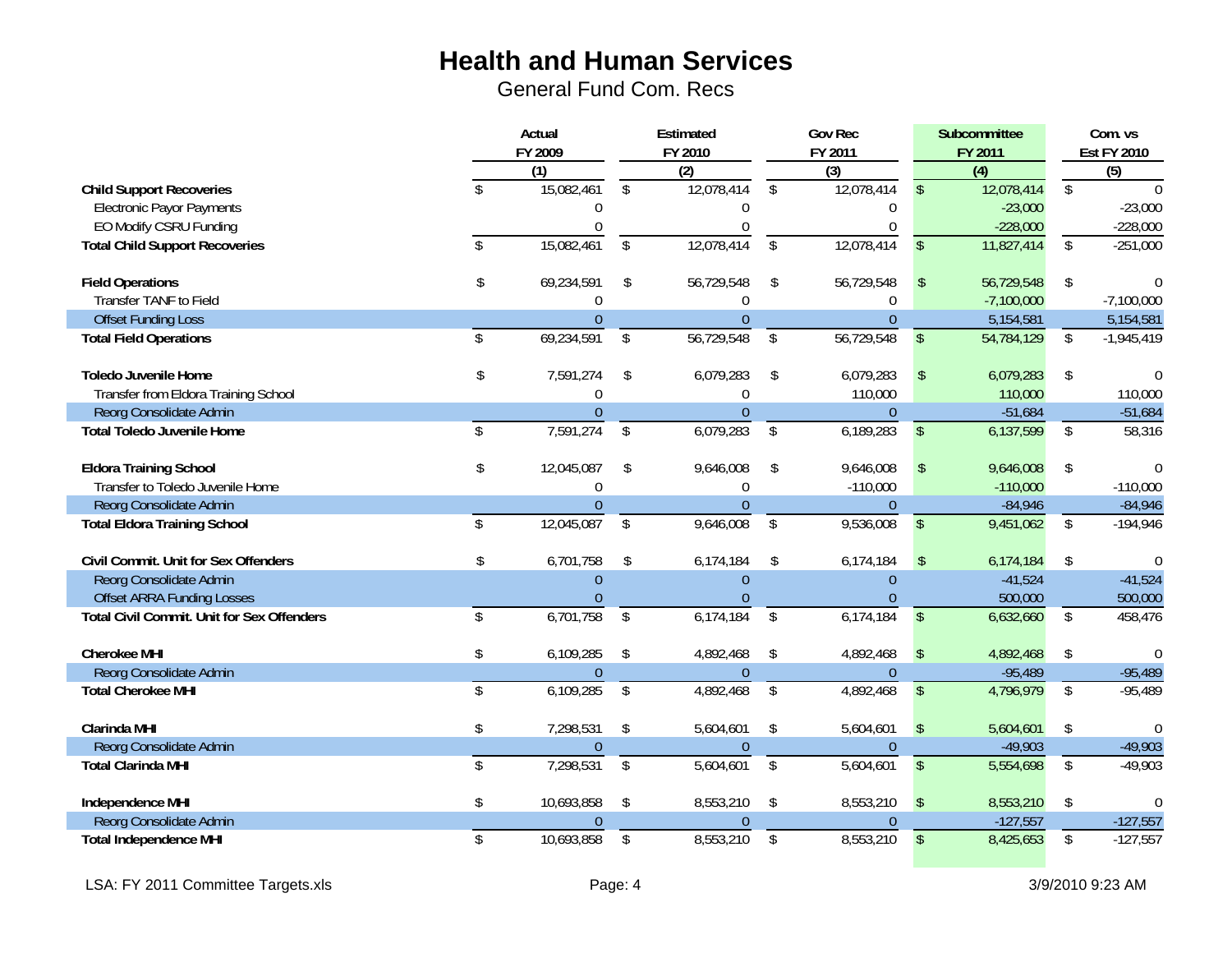# Health and Human Services

General Fund Com. Recs

| | Actual FY 2009 (1) | Estimated FY 2010 (2) | Gov Rec FY 2011 (3) | Subcommittee FY 2011 (4) | Com. vs Est FY 2010 (5) |
|---|---|---|---|---|---|
| **Child Support Recoveries** | $ 15,082,461 | $ 12,078,414 | $ 12,078,414 | $ 12,078,414 | $ 0 |
| Electronic Payor Payments | 0 | 0 | 0 | -23,000 | -23,000 |
| EO Modify CSRU Funding | 0 | 0 | 0 | -228,000 | -228,000 |
| **Total Child Support Recoveries** | $ 15,082,461 | $ 12,078,414 | $ 12,078,414 | $ 11,827,414 | $ -251,000 |
| | | | | | |
| **Field Operations** | $ 69,234,591 | $ 56,729,548 | $ 56,729,548 | $ 56,729,548 | $ 0 |
| Transfer TANF to Field | 0 | 0 | 0 | -7,100,000 | -7,100,000 |
| Offset Funding Loss | 0 | 0 | 0 | 5,154,581 | 5,154,581 |
| **Total Field Operations** | $ 69,234,591 | $ 56,729,548 | $ 56,729,548 | $ 54,784,129 | $ -1,945,419 |
| | | | | | |
| **Toledo Juvenile Home** | $ 7,591,274 | $ 6,079,283 | $ 6,079,283 | $ 6,079,283 | $ 0 |
| Transfer from Eldora Training School | 0 | 0 | 110,000 | 110,000 | 110,000 |
| Reorg Consolidate Admin | 0 | 0 | 0 | -51,684 | -51,684 |
| **Total Toledo Juvenile Home** | $ 7,591,274 | $ 6,079,283 | $ 6,189,283 | $ 6,137,599 | $ 58,316 |
| | | | | | |
| **Eldora Training School** | $ 12,045,087 | $ 9,646,008 | $ 9,646,008 | $ 9,646,008 | $ 0 |
| Transfer to Toledo Juvenile Home | 0 | 0 | -110,000 | -110,000 | -110,000 |
| Reorg Consolidate Admin | 0 | 0 | 0 | -84,946 | -84,946 |
| **Total Eldora Training School** | $ 12,045,087 | $ 9,646,008 | $ 9,536,008 | $ 9,451,062 | $ -194,946 |
| | | | | | |
| **Civil Commit. Unit for Sex Offenders** | $ 6,701,758 | $ 6,174,184 | $ 6,174,184 | $ 6,174,184 | $ 0 |
| Reorg Consolidate Admin | 0 | 0 | 0 | -41,524 | -41,524 |
| Offset ARRA Funding Losses | 0 | 0 | 0 | 500,000 | 500,000 |
| **Total Civil Commit. Unit for Sex Offenders** | $ 6,701,758 | $ 6,174,184 | $ 6,174,184 | $ 6,632,660 | $ 458,476 |
| | | | | | |
| **Cherokee MHI** | $ 6,109,285 | $ 4,892,468 | $ 4,892,468 | $ 4,892,468 | $ 0 |
| Reorg Consolidate Admin | 0 | 0 | 0 | -95,489 | -95,489 |
| **Total Cherokee MHI** | $ 6,109,285 | $ 4,892,468 | $ 4,892,468 | $ 4,796,979 | $ -95,489 |
| | | | | | |
| **Clarinda MHI** | $ 7,298,531 | $ 5,604,601 | $ 5,604,601 | $ 5,604,601 | $ 0 |
| Reorg Consolidate Admin | 0 | 0 | 0 | -49,903 | -49,903 |
| **Total Clarinda MHI** | $ 7,298,531 | $ 5,604,601 | $ 5,604,601 | $ 5,554,698 | $ -49,903 |
| | | | | | |
| **Independence MHI** | $ 10,693,858 | $ 8,553,210 | $ 8,553,210 | $ 8,553,210 | $ 0 |
| Reorg Consolidate Admin | 0 | 0 | 0 | -127,557 | -127,557 |
| **Total Independence MHI** | $ 10,693,858 | $ 8,553,210 | $ 8,553,210 | $ 8,425,653 | $ -127,557 |

LSA: FY 2011 Committee Targets.xls — 3/9/2010 9:23 AM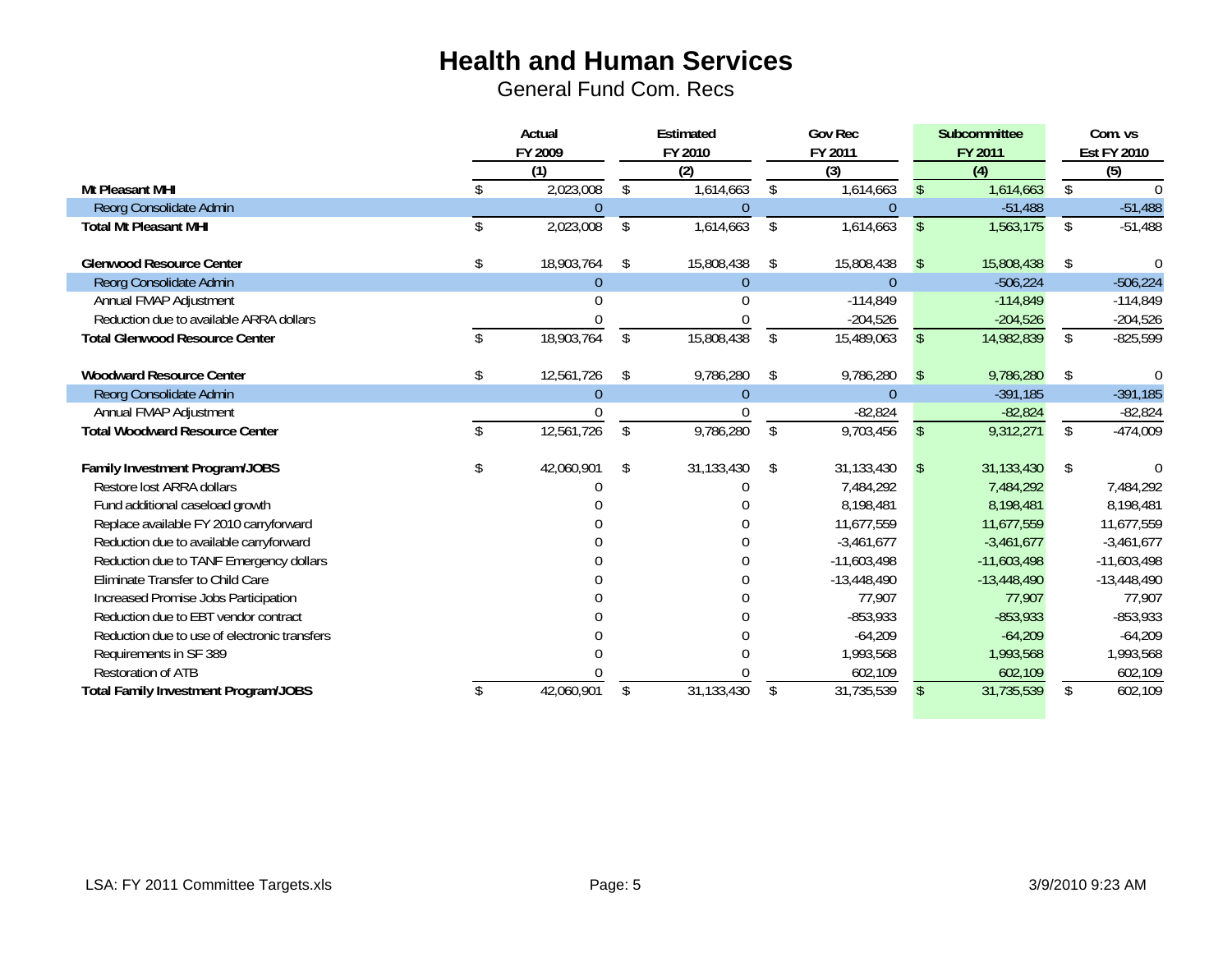# Health and Human Services

General Fund Com. Recs

| | Actual FY 2009 (1) | Estimated FY 2010 (2) | Gov Rec FY 2011 (3) | Subcommittee FY 2011 (4) | Com. vs Est FY 2010 (5) |
|---|---|---|---|---|---|
| **Mt Pleasant MHI** | $ 2,023,008 | $ 1,614,663 | $ 1,614,663 | $ 1,614,663 | $ 0 |
| Reorg Consolidate Admin | 0 | 0 | 0 | -51,488 | -51,488 |
| **Total Mt Pleasant MHI** | $ 2,023,008 | $ 1,614,663 | $ 1,614,663 | $ 1,563,175 | $ -51,488 |
| | | | | | |
| **Glenwood Resource Center** | $ 18,903,764 | $ 15,808,438 | $ 15,808,438 | $ 15,808,438 | $ 0 |
| Reorg Consolidate Admin | 0 | 0 | 0 | -506,224 | -506,224 |
| Annual FMAP Adjustment | 0 | 0 | -114,849 | -114,849 | -114,849 |
| Reduction due to available ARRA dollars | 0 | 0 | -204,526 | -204,526 | -204,526 |
| **Total Glenwood Resource Center** | $ 18,903,764 | $ 15,808,438 | $ 15,489,063 | $ 14,982,839 | $ -825,599 |
| | | | | | |
| **Woodward Resource Center** | $ 12,561,726 | $ 9,786,280 | $ 9,786,280 | $ 9,786,280 | $ 0 |
| Reorg Consolidate Admin | 0 | 0 | 0 | -391,185 | -391,185 |
| Annual FMAP Adjustment | 0 | 0 | -82,824 | -82,824 | -82,824 |
| **Total Woodward Resource Center** | $ 12,561,726 | $ 9,786,280 | $ 9,703,456 | $ 9,312,271 | $ -474,009 |
| | | | | | |
| **Family Investment Program/JOBS** | $ 42,060,901 | $ 31,133,430 | $ 31,133,430 | $ 31,133,430 | $ 0 |
| Restore lost ARRA dollars | 0 | 0 | 7,484,292 | 7,484,292 | 7,484,292 |
| Fund additional caseload growth | 0 | 0 | 8,198,481 | 8,198,481 | 8,198,481 |
| Replace available FY 2010 carryforward | 0 | 0 | 11,677,559 | 11,677,559 | 11,677,559 |
| Reduction due to available carryforward | 0 | 0 | -3,461,677 | -3,461,677 | -3,461,677 |
| Reduction due to TANF Emergency dollars | 0 | 0 | -11,603,498 | -11,603,498 | -11,603,498 |
| Eliminate Transfer to Child Care | 0 | 0 | -13,448,490 | -13,448,490 | -13,448,490 |
| Increased Promise Jobs Participation | 0 | 0 | 77,907 | 77,907 | 77,907 |
| Reduction due to EBT vendor contract | 0 | 0 | -853,933 | -853,933 | -853,933 |
| Reduction due to use of electronic transfers | 0 | 0 | -64,209 | -64,209 | -64,209 |
| Requirements in SF 389 | 0 | 0 | 1,993,568 | 1,993,568 | 1,993,568 |
| Restoration of ATB | 0 | 0 | 602,109 | 602,109 | 602,109 |
| **Total Family Investment Program/JOBS** | $ 42,060,901 | $ 31,133,430 | $ 31,735,539 | $ 31,735,539 | $ 602,109 |

LSA: FY 2011 Committee Targets.xls    3/9/2010 9:23 AM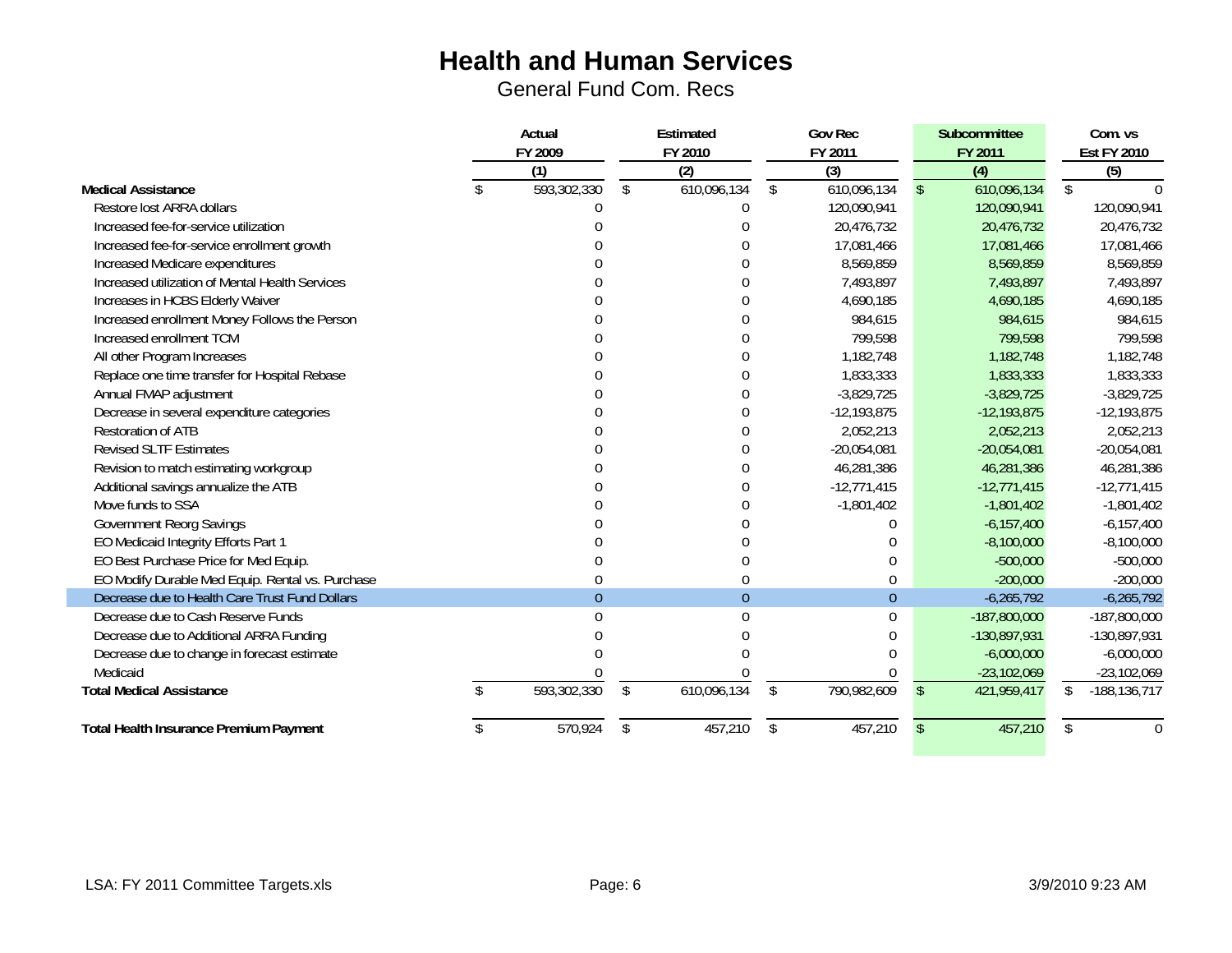# Health and Human Services

## General Fund Com. Recs

| | Actual FY 2009 (1) | Estimated FY 2010 (2) | Gov Rec FY 2011 (3) | Subcommittee FY 2011 (4) | Com. vs Est FY 2010 (5) |
|---|---|---|---|---|---|
| **Medical Assistance** | $ 593,302,330 | $ 610,096,134 | $ 610,096,134 | $ 610,096,134 | $ 0 |
| Restore lost ARRA dollars | 0 | 0 | 120,090,941 | 120,090,941 | 120,090,941 |
| Increased fee-for-service utilization | 0 | 0 | 20,476,732 | 20,476,732 | 20,476,732 |
| Increased fee-for-service enrollment growth | 0 | 0 | 17,081,466 | 17,081,466 | 17,081,466 |
| Increased Medicare expenditures | 0 | 0 | 8,569,859 | 8,569,859 | 8,569,859 |
| Increased utilization of Mental Health Services | 0 | 0 | 7,493,897 | 7,493,897 | 7,493,897 |
| Increases in HCBS Elderly Waiver | 0 | 0 | 4,690,185 | 4,690,185 | 4,690,185 |
| Increased enrollment Money Follows the Person | 0 | 0 | 984,615 | 984,615 | 984,615 |
| Increased enrollment TCM | 0 | 0 | 799,598 | 799,598 | 799,598 |
| All other Program Increases | 0 | 0 | 1,182,748 | 1,182,748 | 1,182,748 |
| Replace one time transfer for Hospital Rebase | 0 | 0 | 1,833,333 | 1,833,333 | 1,833,333 |
| Annual FMAP adjustment | 0 | 0 | -3,829,725 | -3,829,725 | -3,829,725 |
| Decrease in several expenditure categories | 0 | 0 | -12,193,875 | -12,193,875 | -12,193,875 |
| Restoration of ATB | 0 | 0 | 2,052,213 | 2,052,213 | 2,052,213 |
| Revised SLTF Estimates | 0 | 0 | -20,054,081 | -20,054,081 | -20,054,081 |
| Revision to match estimating workgroup | 0 | 0 | 46,281,386 | 46,281,386 | 46,281,386 |
| Additional savings annualize the ATB | 0 | 0 | -12,771,415 | -12,771,415 | -12,771,415 |
| Move funds to SSA | 0 | 0 | -1,801,402 | -1,801,402 | -1,801,402 |
| Government Reorg Savings | 0 | 0 | 0 | -6,157,400 | -6,157,400 |
| EO Medicaid Integrity Efforts Part 1 | 0 | 0 | 0 | -8,100,000 | -8,100,000 |
| EO Best Purchase Price for Med Equip. | 0 | 0 | 0 | -500,000 | -500,000 |
| EO Modify Durable Med Equip. Rental vs. Purchase | 0 | 0 | 0 | -200,000 | -200,000 |
| Decrease due to Health Care Trust Fund Dollars | 0 | 0 | 0 | -6,265,792 | -6,265,792 |
| Decrease due to Cash Reserve Funds | 0 | 0 | 0 | -187,800,000 | -187,800,000 |
| Decrease due to Additional ARRA Funding | 0 | 0 | 0 | -130,897,931 | -130,897,931 |
| Decrease due to change in forecast estimate | 0 | 0 | 0 | -6,000,000 | -6,000,000 |
| Medicaid | 0 | 0 | 0 | -23,102,069 | -23,102,069 |
| **Total Medical Assistance** | $ 593,302,330 | $ 610,096,134 | $ 790,982,609 | $ 421,959,417 | $ -188,136,717 |
| | | | | | |
| **Total Health Insurance Premium Payment** | $ 570,924 | $ 457,210 | $ 457,210 | $ 457,210 | $ 0 |

LSA: FY 2011 Committee Targets.xls 3/9/2010 9:23 AM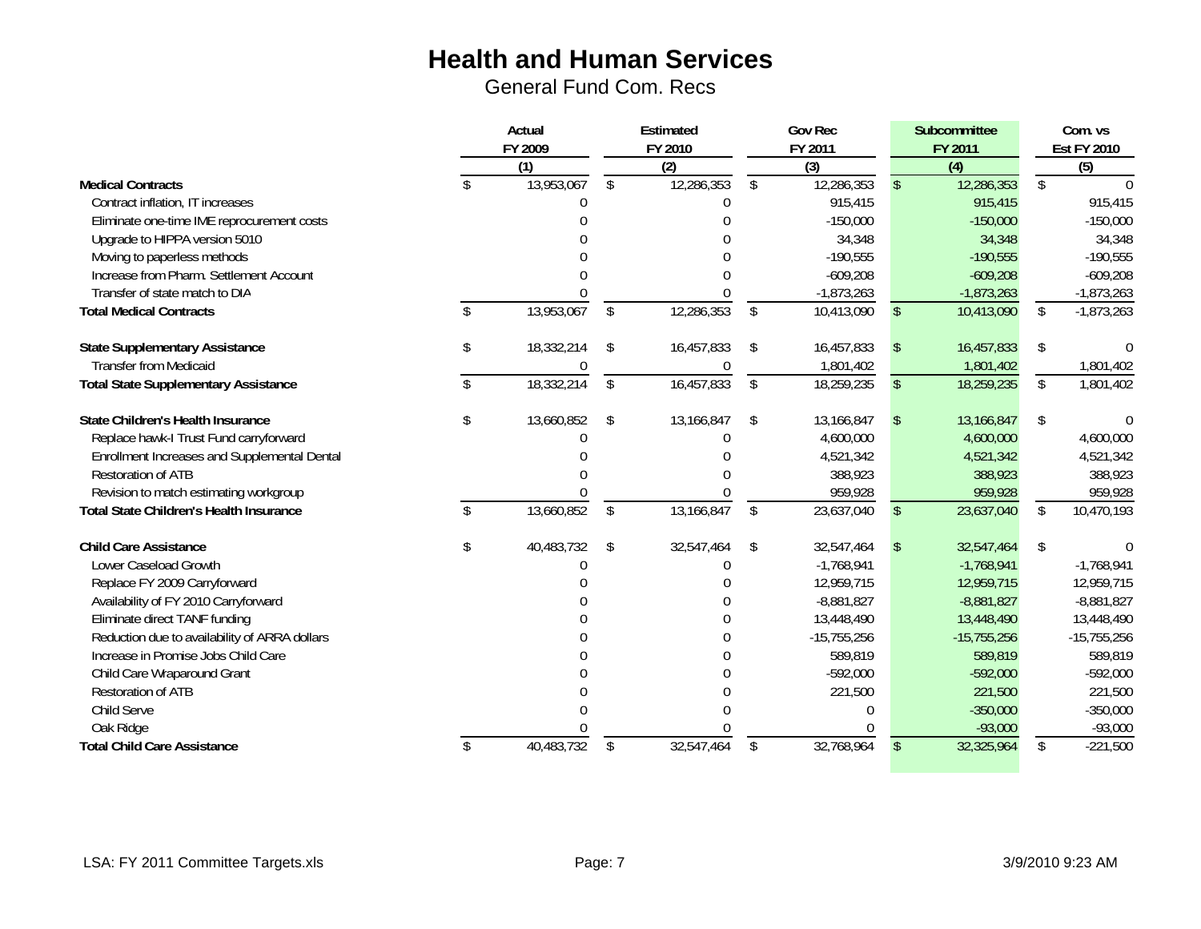# Health and Human Services

General Fund Com. Recs

| | Actual FY 2009 (1) | Estimated FY 2010 (2) | Gov Rec FY 2011 (3) | Subcommittee FY 2011 (4) | Com. vs Est FY 2010 (5) |
|---|---|---|---|---|---|
| **Medical Contracts** | $ 13,953,067 | $ 12,286,353 | $ 12,286,353 | $ 12,286,353 | $ 0 |
| Contract inflation, IT increases | 0 | 0 | 915,415 | 915,415 | 915,415 |
| Eliminate one-time IME reprocurement costs | 0 | 0 | -150,000 | -150,000 | -150,000 |
| Upgrade to HIPPA version 5010 | 0 | 0 | 34,348 | 34,348 | 34,348 |
| Moving to paperless methods | 0 | 0 | -190,555 | -190,555 | -190,555 |
| Increase from Pharm. Settlement Account | 0 | 0 | -609,208 | -609,208 | -609,208 |
| Transfer of state match to DIA | 0 | 0 | -1,873,263 | -1,873,263 | -1,873,263 |
| **Total Medical Contracts** | $ 13,953,067 | $ 12,286,353 | $ 10,413,090 | $ 10,413,090 | $ -1,873,263 |
| | | | | | |
| **State Supplementary Assistance** | $ 18,332,214 | $ 16,457,833 | $ 16,457,833 | $ 16,457,833 | $ 0 |
| Transfer from Medicaid | 0 | 0 | 1,801,402 | 1,801,402 | 1,801,402 |
| **Total State Supplementary Assistance** | $ 18,332,214 | $ 16,457,833 | $ 18,259,235 | $ 18,259,235 | $ 1,801,402 |
| | | | | | |
| **State Children's Health Insurance** | $ 13,660,852 | $ 13,166,847 | $ 13,166,847 | $ 13,166,847 | $ 0 |
| Replace hawk-I Trust Fund carryforward | 0 | 0 | 4,600,000 | 4,600,000 | 4,600,000 |
| Enrollment Increases and Supplemental Dental | 0 | 0 | 4,521,342 | 4,521,342 | 4,521,342 |
| Restoration of ATB | 0 | 0 | 388,923 | 388,923 | 388,923 |
| Revision to match estimating workgroup | 0 | 0 | 959,928 | 959,928 | 959,928 |
| **Total State Children's Health Insurance** | $ 13,660,852 | $ 13,166,847 | $ 23,637,040 | $ 23,637,040 | $ 10,470,193 |
| | | | | | |
| **Child Care Assistance** | $ 40,483,732 | $ 32,547,464 | $ 32,547,464 | $ 32,547,464 | $ 0 |
| Lower Caseload Growth | 0 | 0 | -1,768,941 | -1,768,941 | -1,768,941 |
| Replace FY 2009 Carryforward | 0 | 0 | 12,959,715 | 12,959,715 | 12,959,715 |
| Availability of FY 2010 Carryforward | 0 | 0 | -8,881,827 | -8,881,827 | -8,881,827 |
| Eliminate direct TANF funding | 0 | 0 | 13,448,490 | 13,448,490 | 13,448,490 |
| Reduction due to availability of ARRA dollars | 0 | 0 | -15,755,256 | -15,755,256 | -15,755,256 |
| Increase in Promise Jobs Child Care | 0 | 0 | 589,819 | 589,819 | 589,819 |
| Child Care Wraparound Grant | 0 | 0 | -592,000 | -592,000 | -592,000 |
| Restoration of ATB | 0 | 0 | 221,500 | 221,500 | 221,500 |
| Child Serve | 0 | 0 | 0 | -350,000 | -350,000 |
| Oak Ridge | 0 | 0 | 0 | -93,000 | -93,000 |
| **Total Child Care Assistance** | $ 40,483,732 | $ 32,547,464 | $ 32,768,964 | $ 32,325,964 | $ -221,500 |

LSA: FY 2011 Committee Targets.xls 3/9/2010 9:23 AM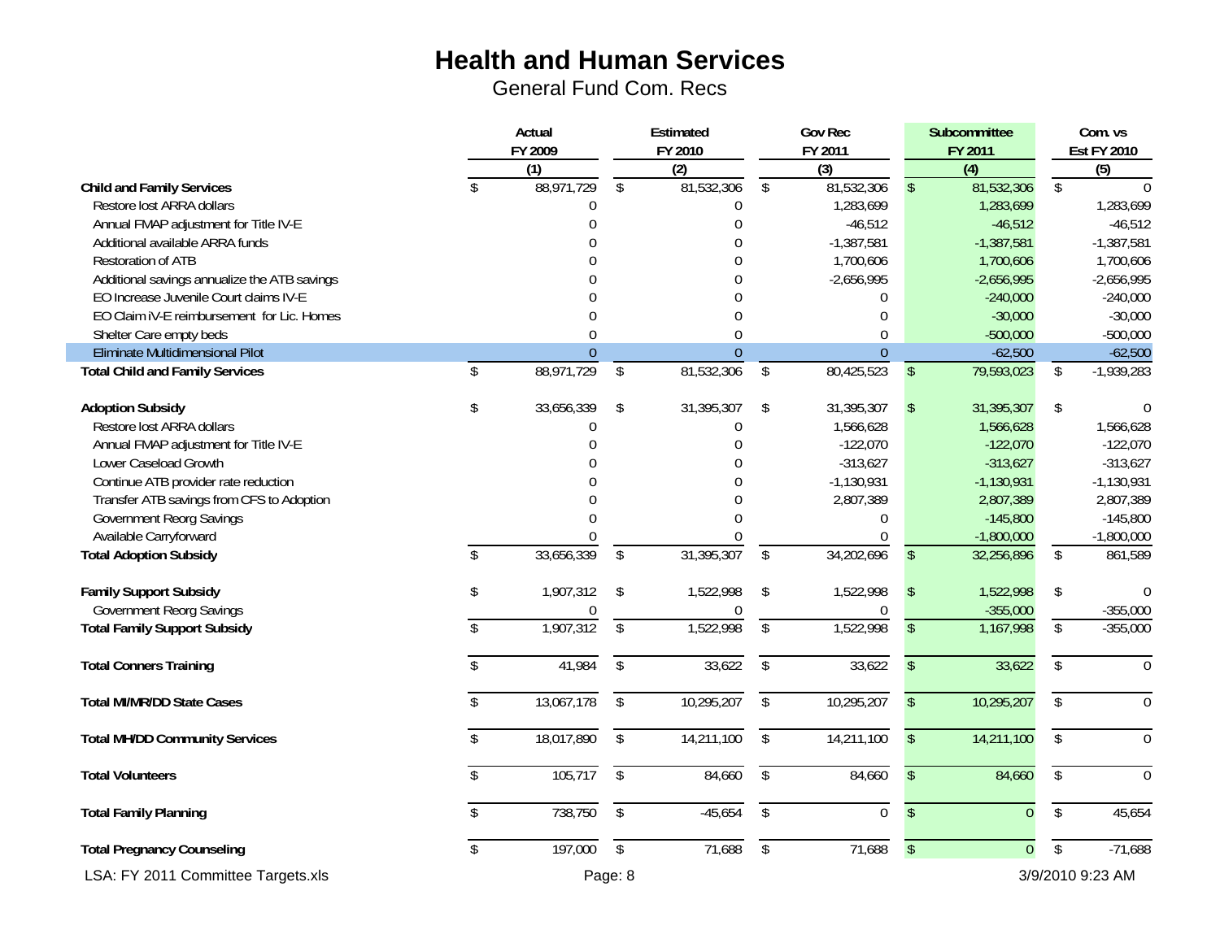# Health and Human Services

General Fund Com. Recs

| | Actual FY 2009 (1) | Estimated FY 2010 (2) | Gov Rec FY 2011 (3) | Subcommittee FY 2011 (4) | Com. vs Est FY 2010 (5) |
|---|---|---|---|---|---|
| **Child and Family Services** | $ 88,971,729 | $ 81,532,306 | $ 81,532,306 | $ 81,532,306 | $ 0 |
| Restore lost ARRA dollars | 0 | 0 | 1,283,699 | 1,283,699 | 1,283,699 |
| Annual FMAP adjustment for Title IV-E | 0 | 0 | -46,512 | -46,512 | -46,512 |
| Additional available ARRA funds | 0 | 0 | -1,387,581 | -1,387,581 | -1,387,581 |
| Restoration of ATB | 0 | 0 | 1,700,606 | 1,700,606 | 1,700,606 |
| Additional savings annualize the ATB savings | 0 | 0 | -2,656,995 | -2,656,995 | -2,656,995 |
| EO Increase Juvenile Court claims IV-E | 0 | 0 | 0 | -240,000 | -240,000 |
| EO Claim iV-E reimbursement for Lic. Homes | 0 | 0 | 0 | -30,000 | -30,000 |
| Shelter Care empty beds | 0 | 0 | 0 | -500,000 | -500,000 |
| Eliminate Multidimensional Pilot | 0 | 0 | 0 | -62,500 | -62,500 |
| **Total Child and Family Services** | $ 88,971,729 | $ 81,532,306 | $ 80,425,523 | $ 79,593,023 | $ -1,939,283 |
| | | | | | |
| **Adoption Subsidy** | $ 33,656,339 | $ 31,395,307 | $ 31,395,307 | $ 31,395,307 | $ 0 |
| Restore lost ARRA dollars | 0 | 0 | 1,566,628 | 1,566,628 | 1,566,628 |
| Annual FMAP adjustment for Title IV-E | 0 | 0 | -122,070 | -122,070 | -122,070 |
| Lower Caseload Growth | 0 | 0 | -313,627 | -313,627 | -313,627 |
| Continue ATB provider rate reduction | 0 | 0 | -1,130,931 | -1,130,931 | -1,130,931 |
| Transfer ATB savings from CFS to Adoption | 0 | 0 | 2,807,389 | 2,807,389 | 2,807,389 |
| Government Reorg Savings | 0 | 0 | 0 | -145,800 | -145,800 |
| Available Carryforward | 0 | 0 | 0 | -1,800,000 | -1,800,000 |
| **Total Adoption Subsidy** | $ 33,656,339 | $ 31,395,307 | $ 34,202,696 | $ 32,256,896 | $ 861,589 |
| | | | | | |
| **Family Support Subsidy** | $ 1,907,312 | $ 1,522,998 | $ 1,522,998 | $ 1,522,998 | $ 0 |
| Government Reorg Savings | 0 | 0 | 0 | -355,000 | -355,000 |
| **Total Family Support Subsidy** | $ 1,907,312 | $ 1,522,998 | $ 1,522,998 | $ 1,167,998 | $ -355,000 |
| | | | | | |
| **Total Conners Training** | $ 41,984 | $ 33,622 | $ 33,622 | $ 33,622 | $ 0 |
| | | | | | |
| **Total MI/MR/DD State Cases** | $ 13,067,178 | $ 10,295,207 | $ 10,295,207 | $ 10,295,207 | $ 0 |
| | | | | | |
| **Total MH/DD Community Services** | $ 18,017,890 | $ 14,211,100 | $ 14,211,100 | $ 14,211,100 | $ 0 |
| | | | | | |
| **Total Volunteers** | $ 105,717 | $ 84,660 | $ 84,660 | $ 84,660 | $ 0 |
| | | | | | |
| **Total Family Planning** | $ 738,750 | $ -45,654 | $ 0 | $ 0 | $ 45,654 |
| | | | | | |
| **Total Pregnancy Counseling** | $ 197,000 | $ 71,688 | $ 71,688 | $ 0 | $ -71,688 |

LSA: FY 2011 Committee Targets.xls    3/9/2010 9:23 AM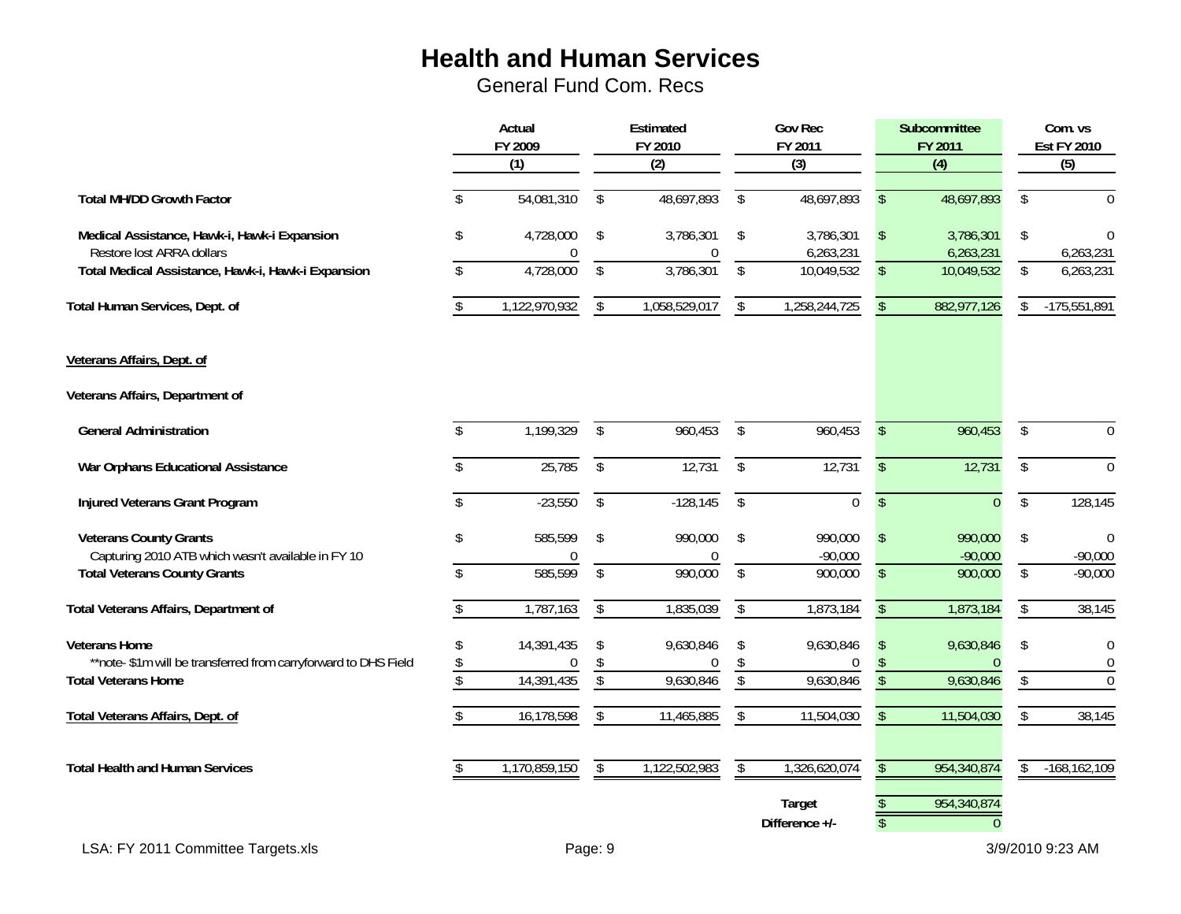# Health and Human Services

General Fund Com. Recs

| | Actual FY 2009 (1) | Estimated FY 2010 (2) | Gov Rec FY 2011 (3) | Subcommittee FY 2011 (4) | Com. vs Est FY 2010 (5) |
|---|---|---|---|---|---|
| **Total MH/DD Growth Factor** | $ 54,081,310 | $ 48,697,893 | $ 48,697,893 | $ 48,697,893 | $ 0 |
| **Medical Assistance, Hawk-i, Hawk-i Expansion** | $ 4,728,000 | $ 3,786,301 | $ 3,786,301 | $ 3,786,301 | $ 0 |
| Restore lost ARRA dollars | 0 | 0 | 6,263,231 | 6,263,231 | 6,263,231 |
| **Total Medical Assistance, Hawk-i, Hawk-i Expansion** | $ 4,728,000 | $ 3,786,301 | $ 10,049,532 | $ 10,049,532 | $ 6,263,231 |
| **Total Human Services, Dept. of** | $ 1,122,970,932 | $ 1,058,529,017 | $ 1,258,244,725 | $ 882,977,126 | $ -175,551,891 |
| **<u>Veterans Affairs, Dept. of</u>** | | | | | |
| **Veterans Affairs, Department of** | | | | | |
| **General Administration** | $ 1,199,329 | $ 960,453 | $ 960,453 | $ 960,453 | $ 0 |
| **War Orphans Educational Assistance** | $ 25,785 | $ 12,731 | $ 12,731 | $ 12,731 | $ 0 |
| **Injured Veterans Grant Program** | $ -23,550 | $ -128,145 | $ 0 | $ 0 | $ 128,145 |
| **Veterans County Grants** | $ 585,599 | $ 990,000 | $ 990,000 | $ 990,000 | $ 0 |
| Capturing 2010 ATB which wasn't available in FY 10 | 0 | 0 | -90,000 | -90,000 | -90,000 |
| **Total Veterans County Grants** | $ 585,599 | $ 990,000 | $ 900,000 | $ 900,000 | $ -90,000 |
| **Total Veterans Affairs, Department of** | $ 1,787,163 | $ 1,835,039 | $ 1,873,184 | $ 1,873,184 | $ 38,145 |
| **Veterans Home** | $ 14,391,435 | $ 9,630,846 | $ 9,630,846 | $ 9,630,846 | $ 0 |
| **note- $1m will be transferred from carryforward to DHS Field | $ 0 | $ 0 | $ 0 | $ 0 | 0 |
| **Total Veterans Home** | $ 14,391,435 | $ 9,630,846 | $ 9,630,846 | $ 9,630,846 | $ 0 |
| **<u>Total Veterans Affairs, Dept. of</u>** | $ 16,178,598 | $ 11,465,885 | $ 11,504,030 | $ 11,504,030 | $ 38,145 |
| **Total Health and Human Services** | $ 1,170,859,150 | $ 1,122,502,983 | $ 1,326,620,074 | $ 954,340,874 | $ -168,162,109 |
| | | | **Target** | $ 954,340,874 | |
| | | | **Difference +/-** | $ 0 | |

LSA: FY 2011 Committee Targets.xls

3/9/2010 9:23 AM